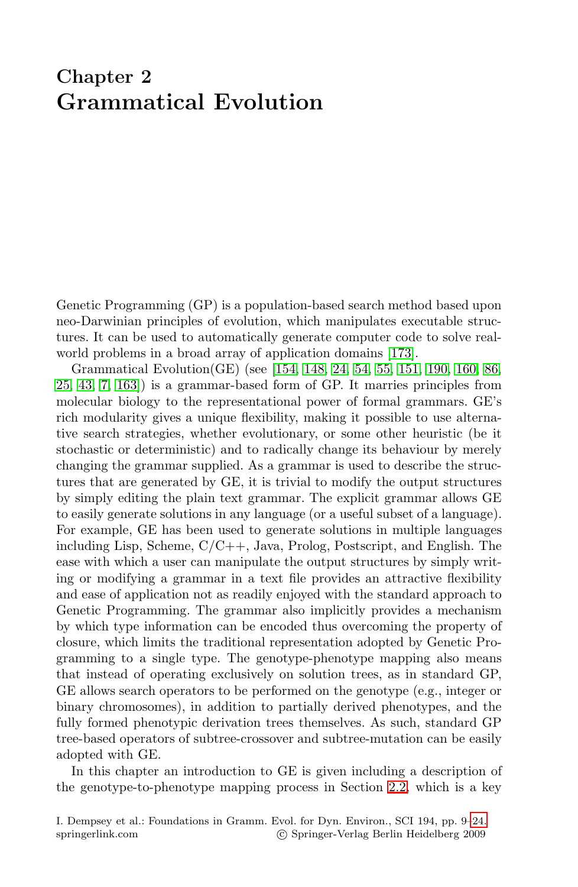# Chapter 2
# Grammatical Evolution

Genetic Programming (GP) is a population-based search method based upon neo-Darwinian principles of evolution, which manipulates executable structures. It can be used to automatically generate computer code to solve real-world problems in a broad array of application domains [173].

Grammatical Evolution(GE) (see [154, 148, 24, 54, 55, 151, 190, 160, 86, 25, 43, 7, 163]) is a grammar-based form of GP. It marries principles from molecular biology to the representational power of formal grammars. GE's rich modularity gives a unique flexibility, making it possible to use alternative search strategies, whether evolutionary, or some other heuristic (be it stochastic or deterministic) and to radically change its behaviour by merely changing the grammar supplied. As a grammar is used to describe the structures that are generated by GE, it is trivial to modify the output structures by simply editing the plain text grammar. The explicit grammar allows GE to easily generate solutions in any language (or a useful subset of a language). For example, GE has been used to generate solutions in multiple languages including Lisp, Scheme, C/C++, Java, Prolog, Postscript, and English. The ease with which a user can manipulate the output structures by simply writing or modifying a grammar in a text file provides an attractive flexibility and ease of application not as readily enjoyed with the standard approach to Genetic Programming. The grammar also implicitly provides a mechanism by which type information can be encoded thus overcoming the property of closure, which limits the traditional representation adopted by Genetic Programming to a single type. The genotype-phenotype mapping also means that instead of operating exclusively on solution trees, as in standard GP, GE allows search operators to be performed on the genotype (e.g., integer or binary chromosomes), in addition to partially derived phenotypes, and the fully formed phenotypic derivation trees themselves. As such, standard GP tree-based operators of subtree-crossover and subtree-mutation can be easily adopted with GE.

In this chapter an introduction to GE is given including a description of the genotype-to-phenotype mapping process in Section 2.2, which is a key

I. Dempsey et al.: Foundations in Gramm. Evol. for Dyn. Environ., SCI 194, pp. 9–24.
springerlink.com © Springer-Verlag Berlin Heidelberg 2009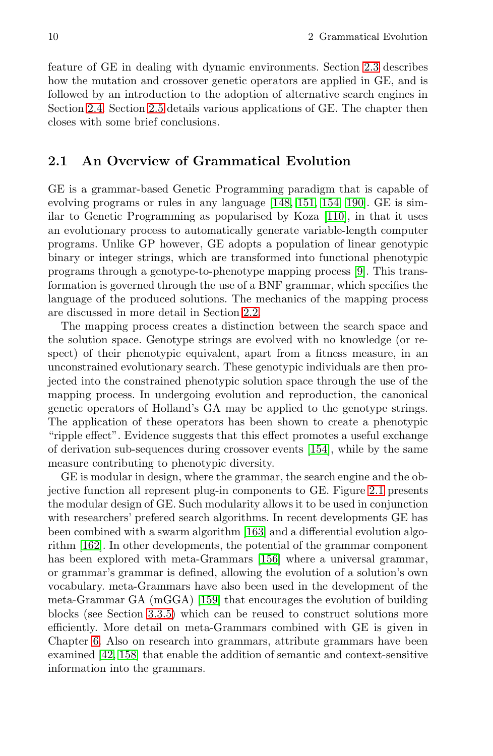feature of GE in dealing with dynamic environments. Section 2.3 describes how the mutation and crossover genetic operators are applied in GE, and is followed by an introduction to the adoption of alternative search engines in Section 2.4. Section 2.5 details various applications of GE. The chapter then closes with some brief conclusions.

## 2.1 An Overview of Grammatical Evolution

GE is a grammar-based Genetic Programming paradigm that is capable of evolving programs or rules in any language [148, 151, 154, 190]. GE is similar to Genetic Programming as popularised by Koza [110], in that it uses an evolutionary process to automatically generate variable-length computer programs. Unlike GP however, GE adopts a population of linear genotypic binary or integer strings, which are transformed into functional phenotypic programs through a genotype-to-phenotype mapping process [9]. This transformation is governed through the use of a BNF grammar, which specifies the language of the produced solutions. The mechanics of the mapping process are discussed in more detail in Section 2.2.

The mapping process creates a distinction between the search space and the solution space. Genotype strings are evolved with no knowledge (or respect) of their phenotypic equivalent, apart from a fitness measure, in an unconstrained evolutionary search. These genotypic individuals are then projected into the constrained phenotypic solution space through the use of the mapping process. In undergoing evolution and reproduction, the canonical genetic operators of Holland's GA may be applied to the genotype strings. The application of these operators has been shown to create a phenotypic "ripple effect". Evidence suggests that this effect promotes a useful exchange of derivation sub-sequences during crossover events [154], while by the same measure contributing to phenotypic diversity.

GE is modular in design, where the grammar, the search engine and the objective function all represent plug-in components to GE. Figure 2.1 presents the modular design of GE. Such modularity allows it to be used in conjunction with researchers' prefered search algorithms. In recent developments GE has been combined with a swarm algorithm [163] and a differential evolution algorithm [162]. In other developments, the potential of the grammar component has been explored with meta-Grammars [156] where a universal grammar, or grammar's grammar is defined, allowing the evolution of a solution's own vocabulary. meta-Grammars have also been used in the development of the meta-Grammar GA (mGGA) [159] that encourages the evolution of building blocks (see Section 3.3.5) which can be reused to construct solutions more efficiently. More detail on meta-Grammars combined with GE is given in Chapter 6. Also on research into grammars, attribute grammars have been examined [42, 158] that enable the addition of semantic and context-sensitive information into the grammars.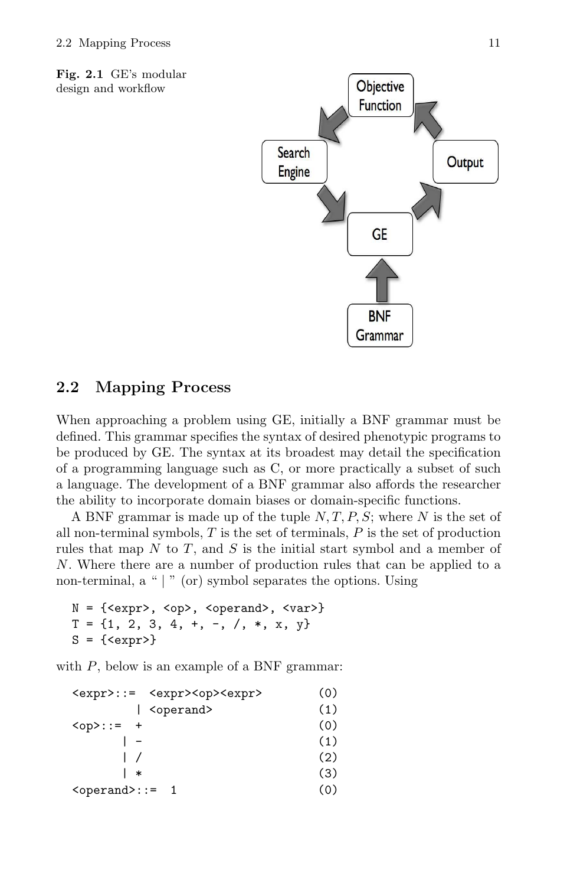**Fig. 2.1** GE's modular design and workflow

## 2.2 Mapping Process

When approaching a problem using GE, initially a BNF grammar must be defined. This grammar specifies the syntax of desired phenotypic programs to be produced by GE. The syntax at its broadest may detail the specification of a programming language such as C, or more practically a subset of such a language. The development of a BNF grammar also affords the researcher the ability to incorporate domain biases or domain-specific functions.

A BNF grammar is made up of the tuple $N, T, P, S$; where $N$ is the set of all non-terminal symbols, $T$ is the set of terminals, $P$ is the set of production rules that map $N$ to $T$, and $S$ is the initial start symbol and a member of $N$. Where there are a number of production rules that can be applied to a non-terminal, a " | " (or) symbol separates the options. Using

```
N = {<expr>, <op>, <operand>, <var>}
T = {1, 2, 3, 4, +, -, /, *, x, y}
S = {<expr>}
```

with $P$, below is an example of a BNF grammar:

```
<expr>::=  <expr><op><expr>        (0)
         | <operand>               (1)
<op>::=  +                         (0)
       | -                         (1)
       | /                         (2)
       | *                         (3)
<operand>::=  1                    (0)
```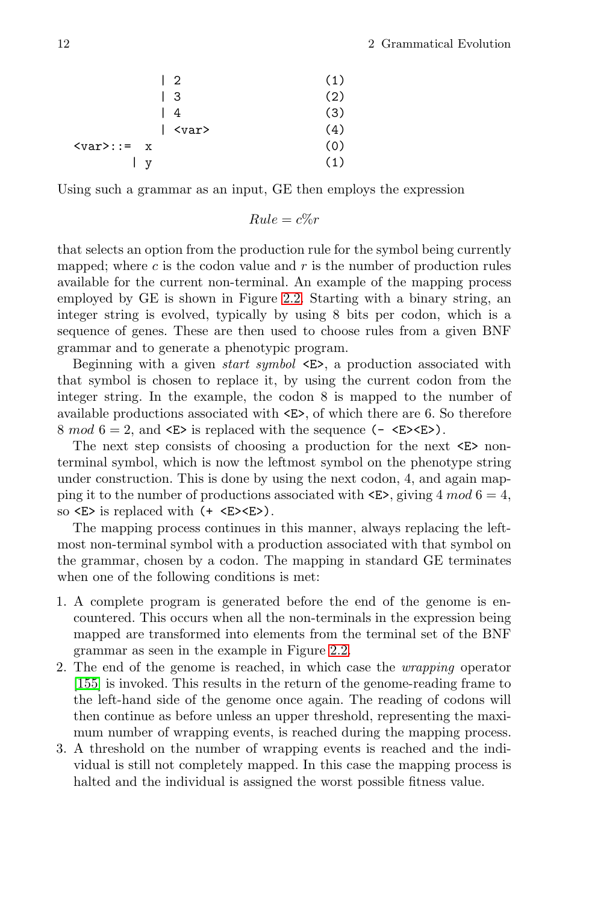```
               | 2                          (1)
               | 3                          (2)
               | 4                          (3)
               | <var>                      (4)
<var>::=   x                                (0)
         | y                                (1)
```

Using such a grammar as an input, GE then employs the expression

$$Rule = c\%r$$

that selects an option from the production rule for the symbol being currently mapped; where $c$ is the codon value and $r$ is the number of production rules available for the current non-terminal. An example of the mapping process employed by GE is shown in Figure 2.2. Starting with a binary string, an integer string is evolved, typically by using 8 bits per codon, which is a sequence of genes. These are then used to choose rules from a given BNF grammar and to generate a phenotypic program.

Beginning with a given *start symbol* `<E>`, a production associated with that symbol is chosen to replace it, by using the current codon from the integer string. In the example, the codon 8 is mapped to the number of available productions associated with `<E>`, of which there are 6. So therefore $8 \ mod \ 6 = 2$, and `<E>` is replaced with the sequence `(- <E><E>)`.

The next step consists of choosing a production for the next `<E>` non-terminal symbol, which is now the leftmost symbol on the phenotype string under construction. This is done by using the next codon, 4, and again mapping it to the number of productions associated with `<E>`, giving $4 \ mod \ 6 = 4$, so `<E>` is replaced with `(+ <E><E>)`.

The mapping process continues in this manner, always replacing the leftmost non-terminal symbol with a production associated with that symbol on the grammar, chosen by a codon. The mapping in standard GE terminates when one of the following conditions is met:

1. A complete program is generated before the end of the genome is encountered. This occurs when all the non-terminals in the expression being mapped are transformed into elements from the terminal set of the BNF grammar as seen in the example in Figure 2.2.
2. The end of the genome is reached, in which case the *wrapping* operator [155] is invoked. This results in the return of the genome-reading frame to the left-hand side of the genome once again. The reading of codons will then continue as before unless an upper threshold, representing the maximum number of wrapping events, is reached during the mapping process.
3. A threshold on the number of wrapping events is reached and the individual is still not completely mapped. In this case the mapping process is halted and the individual is assigned the worst possible fitness value.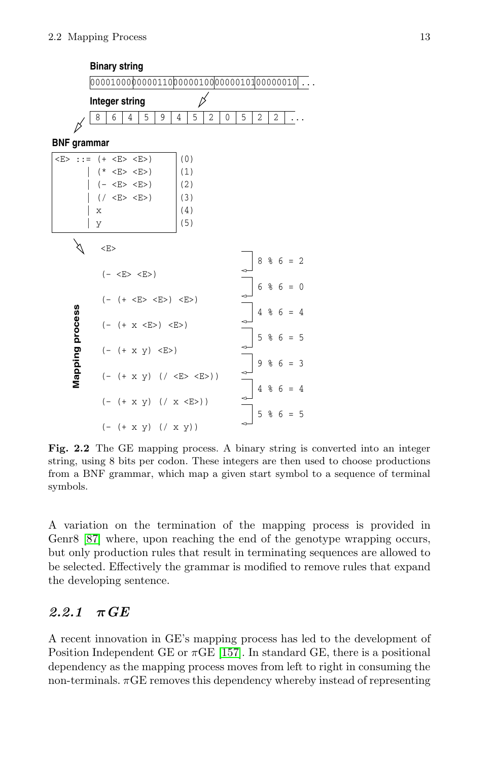**Binary string**

```
00001000 00000110 00000100 00000101 00001001 ...
```

**Integer string**

```
8 | 6 | 4 | 5 | 9 | 4 | 5 | 2 | 0 | 5 | 2 | 2 | ...
```

**BNF grammar**

```
<E> ::= (+ <E> <E>)    (0)
      | (* <E> <E>)    (1)
      | (- <E> <E>)    (2)
      | (/ <E> <E>)    (3)
      | x              (4)
      | y              (5)
```

**Mapping process**

```
<E>
                                  8 % 6 = 2
(- <E> <E>)
                                  6 % 6 = 0
(- (+ <E> <E>) <E>)
                                  4 % 6 = 4
(- (+ x <E>) <E>)
                                  5 % 6 = 5
(- (+ x y) <E>)
                                  9 % 6 = 3
(- (+ x y) (/ <E> <E>))
                                  4 % 6 = 4
(- (+ x y) (/ x <E>))
                                  5 % 6 = 5
(- (+ x y) (/ x y))
```

**Fig. 2.2** The GE mapping process. A binary string is converted into an integer string, using 8 bits per codon. These integers are then used to choose productions from a BNF grammar, which map a given start symbol to a sequence of terminal symbols.

A variation on the termination of the mapping process is provided in Genr8 [87] where, upon reaching the end of the genotype wrapping occurs, but only production rules that result in terminating sequences are allowed to be selected. Effectively the grammar is modified to remove rules that expand the developing sentence.

### *2.2.1 πGE*

A recent innovation in GE's mapping process has led to the development of Position Independent GE or πGE [157]. In standard GE, there is a positional dependency as the mapping process moves from left to right in consuming the non-terminals. πGE removes this dependency whereby instead of representing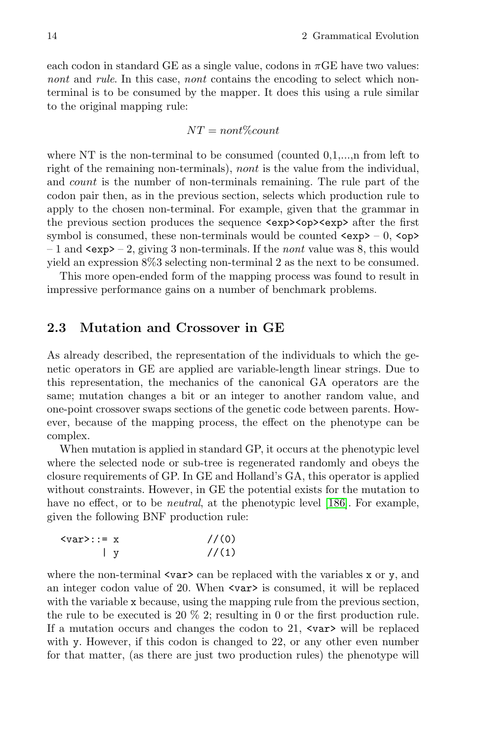each codon in standard GE as a single value, codons in $\pi$GE have two values: *nont* and *rule*. In this case, *nont* contains the encoding to select which non-terminal is to be consumed by the mapper. It does this using a rule similar to the original mapping rule:

$$NT = nont \% count$$

where NT is the non-terminal to be consumed (counted 0,1,...,n from left to right of the remaining non-terminals), *nont* is the value from the individual, and *count* is the number of non-terminals remaining. The rule part of the codon pair then, as in the previous section, selects which production rule to apply to the chosen non-terminal. For example, given that the grammar in the previous section produces the sequence `<exp><op><exp>` after the first symbol is consumed, these non-terminals would be counted `<exp>` – 0, `<op>` – 1 and `<exp>` – 2, giving 3 non-terminals. If the *nont* value was 8, this would yield an expression 8%3 selecting non-terminal 2 as the next to be consumed.

This more open-ended form of the mapping process was found to result in impressive performance gains on a number of benchmark problems.

## 2.3 Mutation and Crossover in GE

As already described, the representation of the individuals to which the genetic operators in GE are applied are variable-length linear strings. Due to this representation, the mechanics of the canonical GA operators are the same; mutation changes a bit or an integer to another random value, and one-point crossover swaps sections of the genetic code between parents. However, because of the mapping process, the effect on the phenotype can be complex.

When mutation is applied in standard GP, it occurs at the phenotypic level where the selected node or sub-tree is regenerated randomly and obeys the closure requirements of GP. In GE and Holland's GA, this operator is applied without constraints. However, in GE the potential exists for the mutation to have no effect, or to be *neutral*, at the phenotypic level [186]. For example, given the following BNF production rule:

```
<var>::= x              //(0)
       | y              //(1)
```

where the non-terminal `<var>` can be replaced with the variables `x` or `y`, and an integer codon value of 20. When `<var>` is consumed, it will be replaced with the variable `x` because, using the mapping rule from the previous section, the rule to be executed is 20 % 2; resulting in 0 or the first production rule. If a mutation occurs and changes the codon to 21, `<var>` will be replaced with `y`. However, if this codon is changed to 22, or any other even number for that matter, (as there are just two production rules) the phenotype will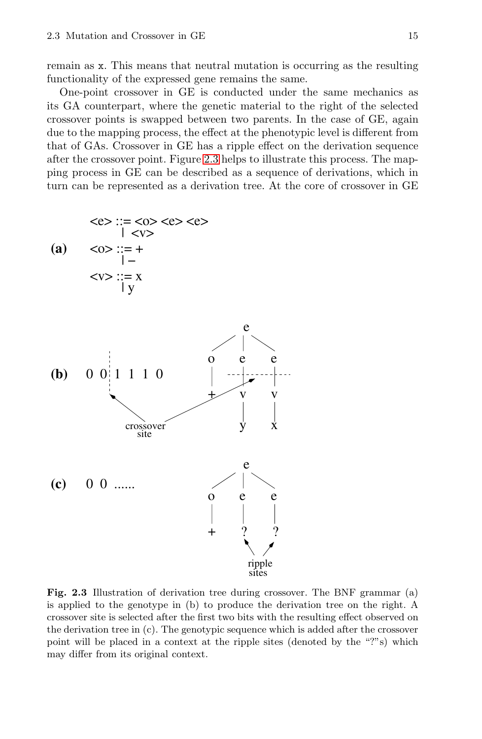remain as x. This means that neutral mutation is occurring as the resulting functionality of the expressed gene remains the same.

One-point crossover in GE is conducted under the same mechanics as its GA counterpart, where the genetic material to the right of the selected crossover points is swapped between two parents. In the case of GE, again due to the mapping process, the effect at the phenotypic level is different from that of GAs. Crossover in GE has a ripple effect on the derivation sequence after the crossover point. Figure 2.3 helps to illustrate this process. The mapping process in GE can be described as a sequence of derivations, which in turn can be represented as a derivation tree. At the core of crossover in GE

**(a)**

```
<e> ::= <o> <e> <e>
      | <v>
<o> ::= +
      | -
<v> ::= x
      | y
```

**(b)** 0 0 | 1 1 1 0 (crossover site)

**(c)** 0 0 ...... (ripple sites)

**Fig. 2.3** Illustration of derivation tree during crossover. The BNF grammar (a) is applied to the genotype in (b) to produce the derivation tree on the right. A crossover site is selected after the first two bits with the resulting effect observed on the derivation tree in (c). The genotypic sequence which is added after the crossover point will be placed in a context at the ripple sites (denoted by the "?"s) which may differ from its original context.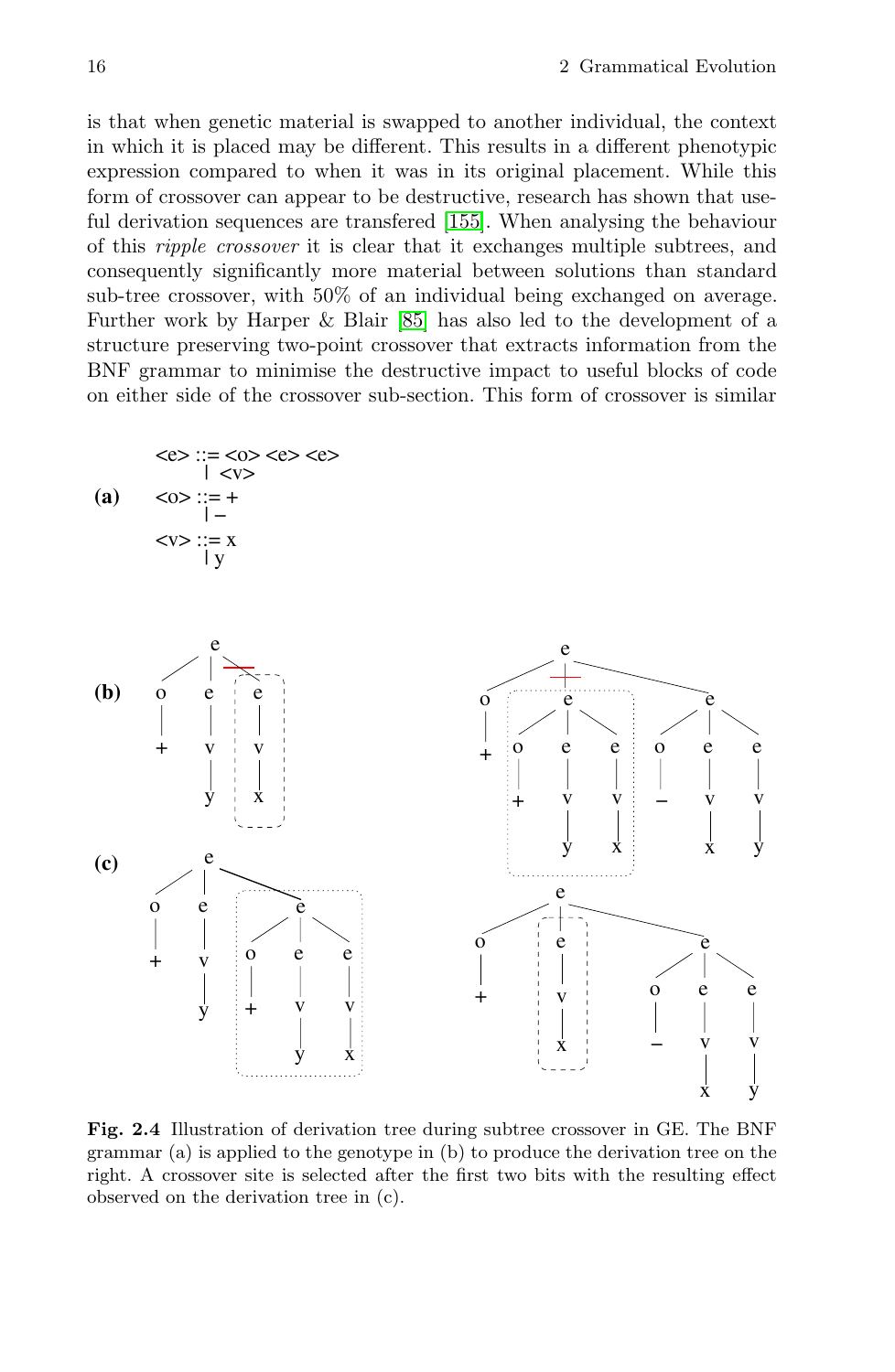is that when genetic material is swapped to another individual, the context in which it is placed may be different. This results in a different phenotypic expression compared to when it was in its original placement. While this form of crossover can appear to be destructive, research has shown that useful derivation sequences are transfered [155]. When analysing the behaviour of this *ripple crossover* it is clear that it exchanges multiple subtrees, and consequently significantly more material between solutions than standard sub-tree crossover, with 50% of an individual being exchanged on average. Further work by Harper & Blair [85] has also led to the development of a structure preserving two-point crossover that extracts information from the BNF grammar to minimise the destructive impact to useful blocks of code on either side of the crossover sub-section. This form of crossover is similar

**(a)**

```
<e> ::= <o> <e> <e>
      | <v>
<o> ::= +
      | –
<v> ::= x
      | y
```

**(b)**

**(c)**

**Fig. 2.4** Illustration of derivation tree during subtree crossover in GE. The BNF grammar (a) is applied to the genotype in (b) to produce the derivation tree on the right. A crossover site is selected after the first two bits with the resulting effect observed on the derivation tree in (c).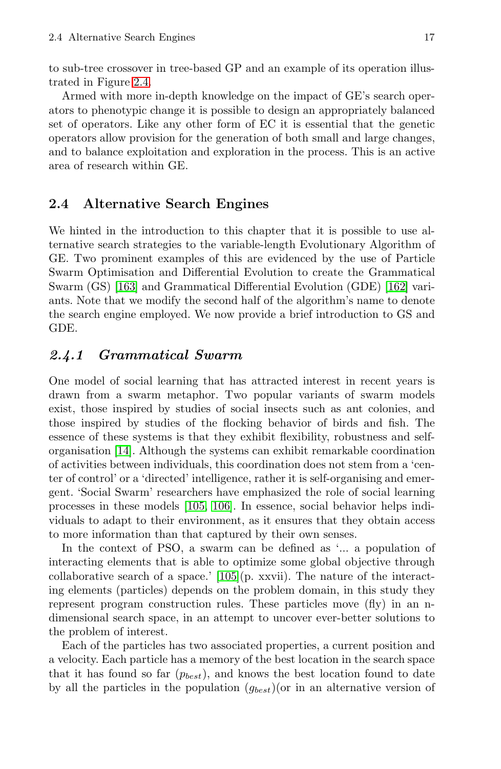to sub-tree crossover in tree-based GP and an example of its operation illustrated in Figure 2.4.

Armed with more in-depth knowledge on the impact of GE's search operators to phenotypic change it is possible to design an appropriately balanced set of operators. Like any other form of EC it is essential that the genetic operators allow provision for the generation of both small and large changes, and to balance exploitation and exploration in the process. This is an active area of research within GE.

## 2.4 Alternative Search Engines

We hinted in the introduction to this chapter that it is possible to use alternative search strategies to the variable-length Evolutionary Algorithm of GE. Two prominent examples of this are evidenced by the use of Particle Swarm Optimisation and Differential Evolution to create the Grammatical Swarm (GS) [163] and Grammatical Differential Evolution (GDE) [162] variants. Note that we modify the second half of the algorithm's name to denote the search engine employed. We now provide a brief introduction to GS and GDE.

### *2.4.1 Grammatical Swarm*

One model of social learning that has attracted interest in recent years is drawn from a swarm metaphor. Two popular variants of swarm models exist, those inspired by studies of social insects such as ant colonies, and those inspired by studies of the flocking behavior of birds and fish. The essence of these systems is that they exhibit flexibility, robustness and self-organisation [14]. Although the systems can exhibit remarkable coordination of activities between individuals, this coordination does not stem from a 'center of control' or a 'directed' intelligence, rather it is self-organising and emergent. 'Social Swarm' researchers have emphasized the role of social learning processes in these models [105, 106]. In essence, social behavior helps individuals to adapt to their environment, as it ensures that they obtain access to more information than that captured by their own senses.

In the context of PSO, a swarm can be defined as '... a population of interacting elements that is able to optimize some global objective through collaborative search of a space.' [105](p. xxvii). The nature of the interacting elements (particles) depends on the problem domain, in this study they represent program construction rules. These particles move (fly) in an n-dimensional search space, in an attempt to uncover ever-better solutions to the problem of interest.

Each of the particles has two associated properties, a current position and a velocity. Each particle has a memory of the best location in the search space that it has found so far ($p_{best}$), and knows the best location found to date by all the particles in the population ($g_{best}$)(or in an alternative version of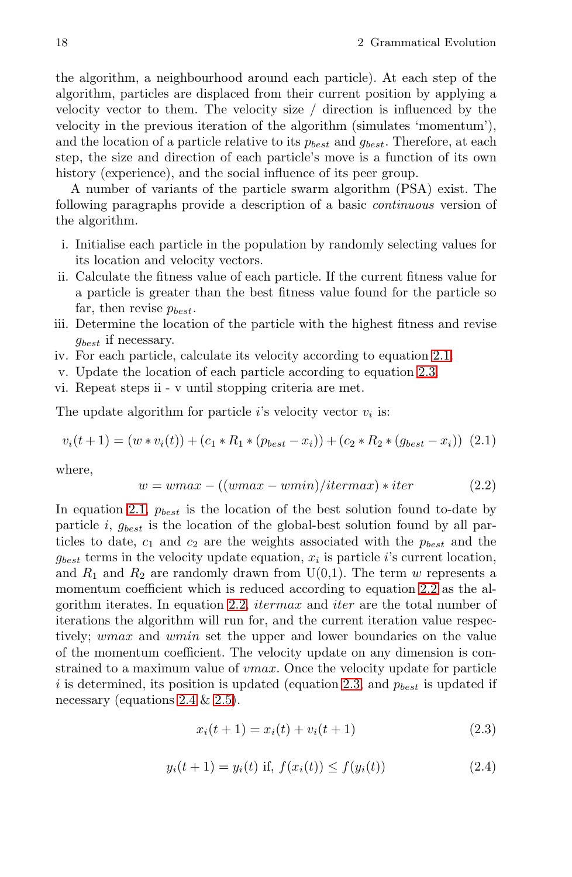the algorithm, a neighbourhood around each particle). At each step of the algorithm, particles are displaced from their current position by applying a velocity vector to them. The velocity size / direction is influenced by the velocity in the previous iteration of the algorithm (simulates 'momentum'), and the location of a particle relative to its $p_{best}$ and $g_{best}$. Therefore, at each step, the size and direction of each particle's move is a function of its own history (experience), and the social influence of its peer group.

A number of variants of the particle swarm algorithm (PSA) exist. The following paragraphs provide a description of a basic *continuous* version of the algorithm.

i. Initialise each particle in the population by randomly selecting values for its location and velocity vectors.
ii. Calculate the fitness value of each particle. If the current fitness value for a particle is greater than the best fitness value found for the particle so far, then revise $p_{best}$.
iii. Determine the location of the particle with the highest fitness and revise $g_{best}$ if necessary.
iv. For each particle, calculate its velocity according to equation 2.1.
v. Update the location of each particle according to equation 2.3.
vi. Repeat steps ii - v until stopping criteria are met.

The update algorithm for particle $i$'s velocity vector $v_i$ is:

$$v_i(t+1) = (w * v_i(t)) + (c_1 * R_1 * (p_{best} - x_i)) + (c_2 * R_2 * (g_{best} - x_i)) \quad (2.1)$$

where,

$$w = wmax - ((wmax - wmin)/itermax) * iter \quad (2.2)$$

In equation 2.1, $p_{best}$ is the location of the best solution found to-date by particle $i$, $g_{best}$ is the location of the global-best solution found by all particles to date, $c_1$ and $c_2$ are the weights associated with the $p_{best}$ and the $g_{best}$ terms in the velocity update equation, $x_i$ is particle $i$'s current location, and $R_1$ and $R_2$ are randomly drawn from U(0,1). The term $w$ represents a momentum coefficient which is reduced according to equation 2.2 as the algorithm iterates. In equation 2.2, *itermax* and *iter* are the total number of iterations the algorithm will run for, and the current iteration value respectively; *wmax* and *wmin* set the upper and lower boundaries on the value of the momentum coefficient. The velocity update on any dimension is constrained to a maximum value of *vmax*. Once the velocity update for particle $i$ is determined, its position is updated (equation 2.3, and $p_{best}$ is updated if necessary (equations 2.4 & 2.5).

$$x_i(t+1) = x_i(t) + v_i(t+1) \quad (2.3)$$

$$y_i(t+1) = y_i(t) \text{ if, } f(x_i(t)) \leq f(y_i(t)) \quad (2.4)$$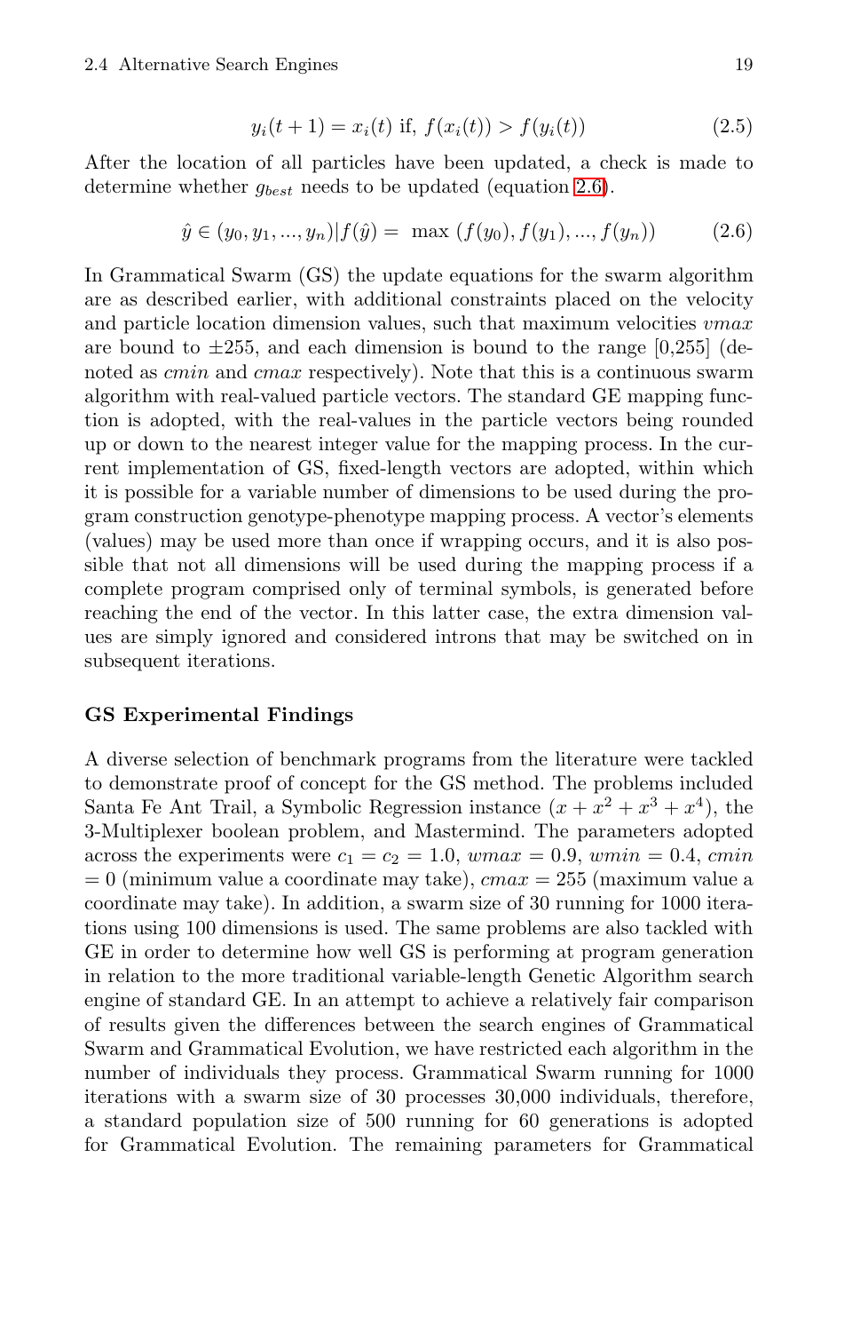$$y_i(t+1) = x_i(t) \text{ if, } f(x_i(t)) > f(y_i(t)) \tag{2.5}$$

After the location of all particles have been updated, a check is made to determine whether $g_{best}$ needs to be updated (equation 2.6).

$$\hat{y} \in (y_0, y_1, ..., y_n) | f(\hat{y}) = \max\ (f(y_0), f(y_1), ..., f(y_n)) \tag{2.6}$$

In Grammatical Swarm (GS) the update equations for the swarm algorithm are as described earlier, with additional constraints placed on the velocity and particle location dimension values, such that maximum velocities *vmax* are bound to ±255, and each dimension is bound to the range [0,255] (denoted as *cmin* and *cmax* respectively). Note that this is a continuous swarm algorithm with real-valued particle vectors. The standard GE mapping function is adopted, with the real-values in the particle vectors being rounded up or down to the nearest integer value for the mapping process. In the current implementation of GS, fixed-length vectors are adopted, within which it is possible for a variable number of dimensions to be used during the program construction genotype-phenotype mapping process. A vector's elements (values) may be used more than once if wrapping occurs, and it is also possible that not all dimensions will be used during the mapping process if a complete program comprised only of terminal symbols, is generated before reaching the end of the vector. In this latter case, the extra dimension values are simply ignored and considered introns that may be switched on in subsequent iterations.

**GS Experimental Findings**

A diverse selection of benchmark programs from the literature were tackled to demonstrate proof of concept for the GS method. The problems included Santa Fe Ant Trail, a Symbolic Regression instance ($x + x^2 + x^3 + x^4$), the 3-Multiplexer boolean problem, and Mastermind. The parameters adopted across the experiments were $c_1 = c_2 = 1.0$, $wmax = 0.9$, $wmin = 0.4$, $cmin = 0$ (minimum value a coordinate may take), $cmax = 255$ (maximum value a coordinate may take). In addition, a swarm size of 30 running for 1000 iterations using 100 dimensions is used. The same problems are also tackled with GE in order to determine how well GS is performing at program generation in relation to the more traditional variable-length Genetic Algorithm search engine of standard GE. In an attempt to achieve a relatively fair comparison of results given the differences between the search engines of Grammatical Swarm and Grammatical Evolution, we have restricted each algorithm in the number of individuals they process. Grammatical Swarm running for 1000 iterations with a swarm size of 30 processes 30,000 individuals, therefore, a standard population size of 500 running for 60 generations is adopted for Grammatical Evolution. The remaining parameters for Grammatical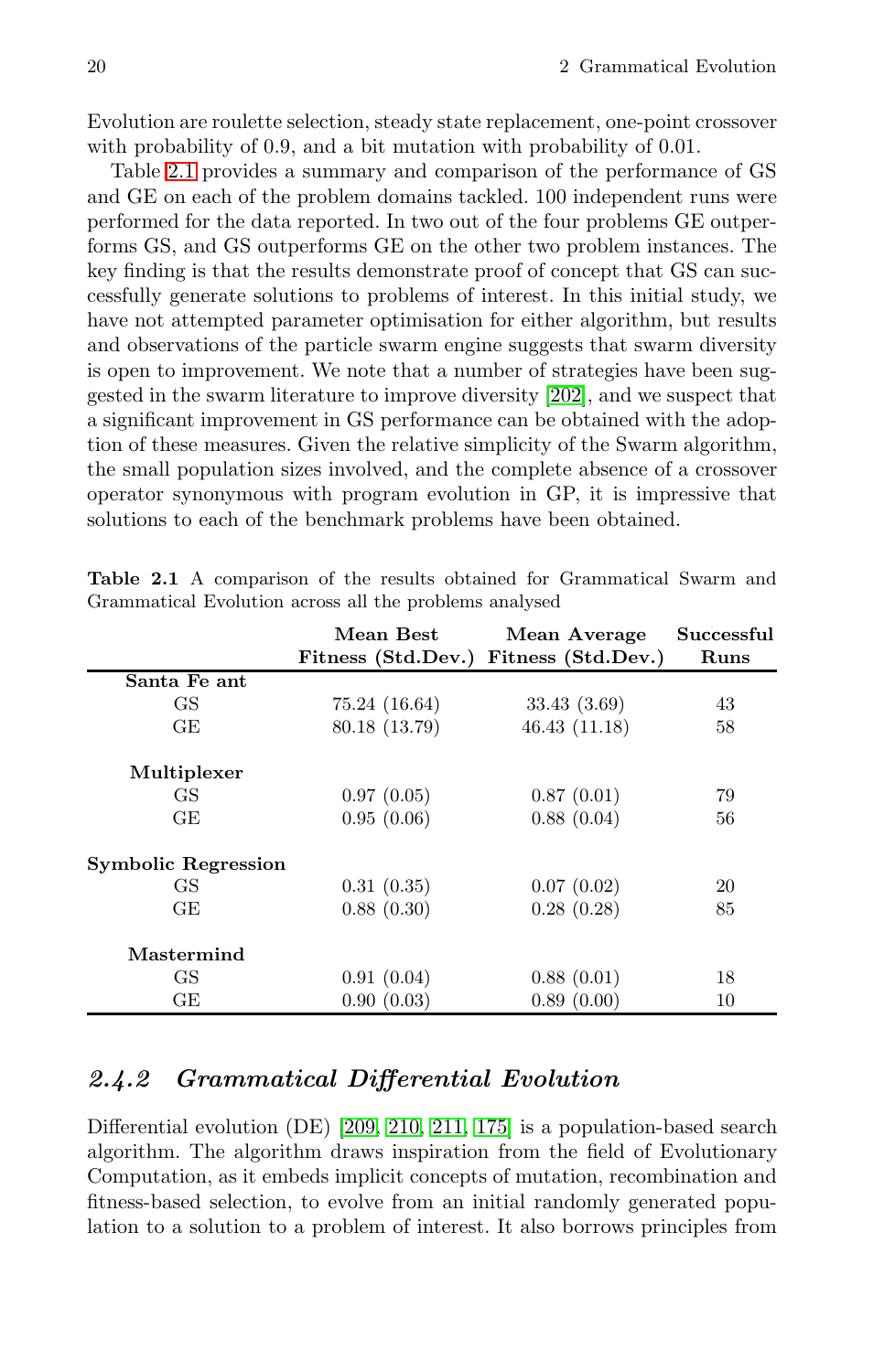Evolution are roulette selection, steady state replacement, one-point crossover with probability of 0.9, and a bit mutation with probability of 0.01.

Table 2.1 provides a summary and comparison of the performance of GS and GE on each of the problem domains tackled. 100 independent runs were performed for the data reported. In two out of the four problems GE outperforms GS, and GS outperforms GE on the other two problem instances. The key finding is that the results demonstrate proof of concept that GS can successfully generate solutions to problems of interest. In this initial study, we have not attempted parameter optimisation for either algorithm, but results and observations of the particle swarm engine suggests that swarm diversity is open to improvement. We note that a number of strategies have been suggested in the swarm literature to improve diversity [202], and we suspect that a significant improvement in GS performance can be obtained with the adoption of these measures. Given the relative simplicity of the Swarm algorithm, the small population sizes involved, and the complete absence of a crossover operator synonymous with program evolution in GP, it is impressive that solutions to each of the benchmark problems have been obtained.

**Table 2.1** A comparison of the results obtained for Grammatical Swarm and Grammatical Evolution across all the problems analysed

| | **Mean Best Fitness (Std.Dev.)** | **Mean Average Fitness (Std.Dev.)** | **Successful Runs** |
|---|---|---|---|
| **Santa Fe ant** | | | |
| GS | 75.24 (16.64) | 33.43 (3.69) | 43 |
| GE | 80.18 (13.79) | 46.43 (11.18) | 58 |
| **Multiplexer** | | | |
| GS | 0.97 (0.05) | 0.87 (0.01) | 79 |
| GE | 0.95 (0.06) | 0.88 (0.04) | 56 |
| **Symbolic Regression** | | | |
| GS | 0.31 (0.35) | 0.07 (0.02) | 20 |
| GE | 0.88 (0.30) | 0.28 (0.28) | 85 |
| **Mastermind** | | | |
| GS | 0.91 (0.04) | 0.88 (0.01) | 18 |
| GE | 0.90 (0.03) | 0.89 (0.00) | 10 |

### *2.4.2 Grammatical Differential Evolution*

Differential evolution (DE) [209, 210, 211, 175] is a population-based search algorithm. The algorithm draws inspiration from the field of Evolutionary Computation, as it embeds implicit concepts of mutation, recombination and fitness-based selection, to evolve from an initial randomly generated population to a solution to a problem of interest. It also borrows principles from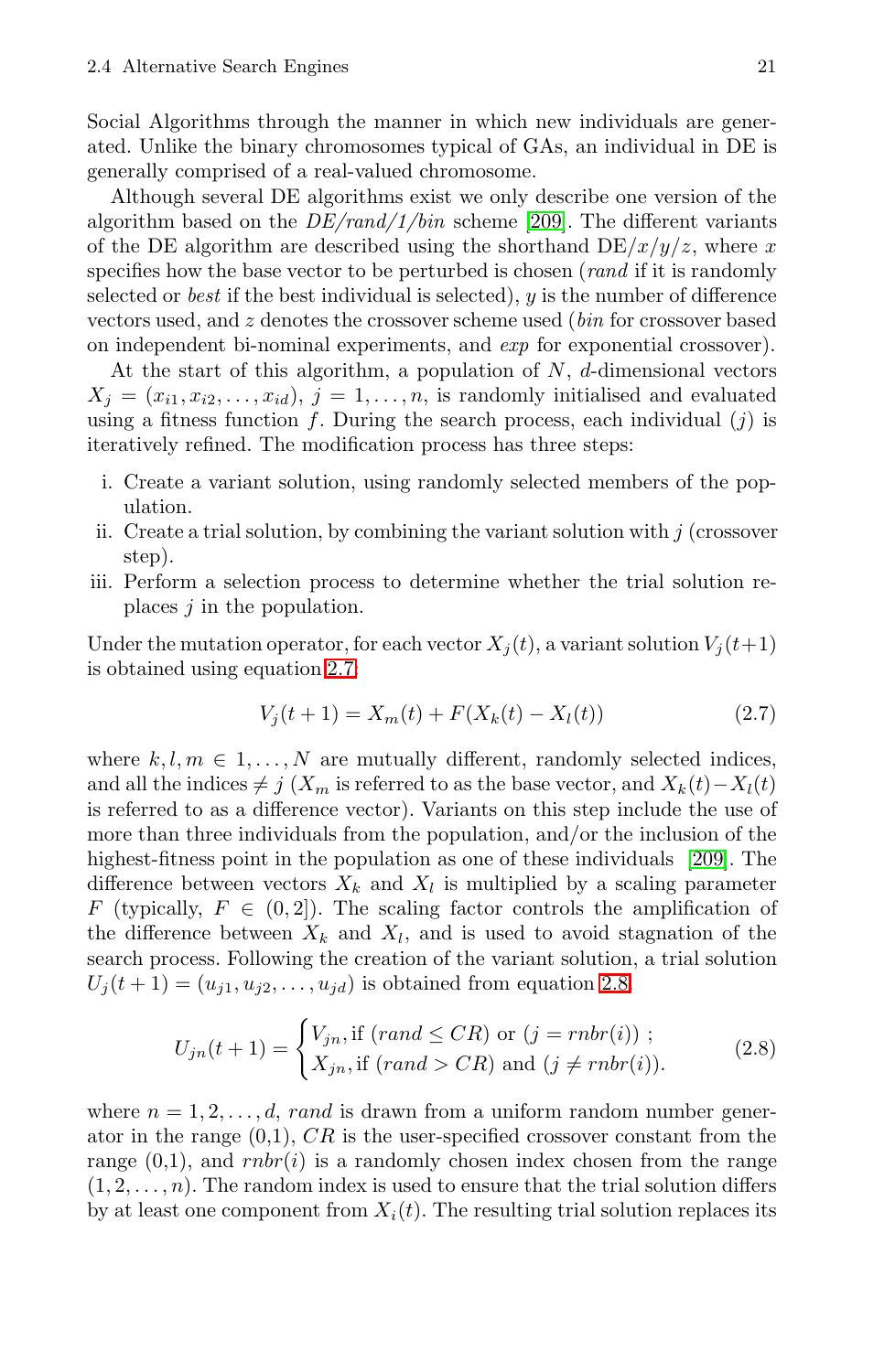Social Algorithms through the manner in which new individuals are generated. Unlike the binary chromosomes typical of GAs, an individual in DE is generally comprised of a real-valued chromosome.

Although several DE algorithms exist we only describe one version of the algorithm based on the *DE/rand/1/bin* scheme [209]. The different variants of the DE algorithm are described using the shorthand DE/$x$/$y$/$z$, where $x$ specifies how the base vector to be perturbed is chosen (*rand* if it is randomly selected or *best* if the best individual is selected), $y$ is the number of difference vectors used, and $z$ denotes the crossover scheme used (*bin* for crossover based on independent bi-nominal experiments, and *exp* for exponential crossover).

At the start of this algorithm, a population of $N$, $d$-dimensional vectors $X_j = (x_{i1}, x_{i2}, \ldots, x_{id})$, $j = 1, \ldots, n$, is randomly initialised and evaluated using a fitness function $f$. During the search process, each individual ($j$) is iteratively refined. The modification process has three steps:

i. Create a variant solution, using randomly selected members of the population.
ii. Create a trial solution, by combining the variant solution with $j$ (crossover step).
iii. Perform a selection process to determine whether the trial solution replaces $j$ in the population.

Under the mutation operator, for each vector $X_j(t)$, a variant solution $V_j(t+1)$ is obtained using equation 2.7:

$$V_j(t+1) = X_m(t) + F(X_k(t) - X_l(t)) \tag{2.7}$$

where $k, l, m \in 1, \ldots, N$ are mutually different, randomly selected indices, and all the indices $\neq j$ ($X_m$ is referred to as the base vector, and $X_k(t) - X_l(t)$ is referred to as a difference vector). Variants on this step include the use of more than three individuals from the population, and/or the inclusion of the highest-fitness point in the population as one of these individuals [209]. The difference between vectors $X_k$ and $X_l$ is multiplied by a scaling parameter $F$ (typically, $F \in (0, 2]$). The scaling factor controls the amplification of the difference between $X_k$ and $X_l$, and is used to avoid stagnation of the search process. Following the creation of the variant solution, a trial solution $U_j(t+1) = (u_{j1}, u_{j2}, \ldots, u_{jd})$ is obtained from equation 2.8.

$$U_{jn}(t+1) = \begin{cases} V_{jn}, \text{if } (rand \leq CR) \text{ or } (j = rnbr(i)) \ ; \\ X_{jn}, \text{if } (rand > CR) \text{ and } (j \neq rnbr(i)). \end{cases} \tag{2.8}$$

where $n = 1, 2, \ldots, d$, $rand$ is drawn from a uniform random number generator in the range (0,1), $CR$ is the user-specified crossover constant from the range (0,1), and $rnbr(i)$ is a randomly chosen index chosen from the range $(1, 2, \ldots, n)$. The random index is used to ensure that the trial solution differs by at least one component from $X_i(t)$. The resulting trial solution replaces its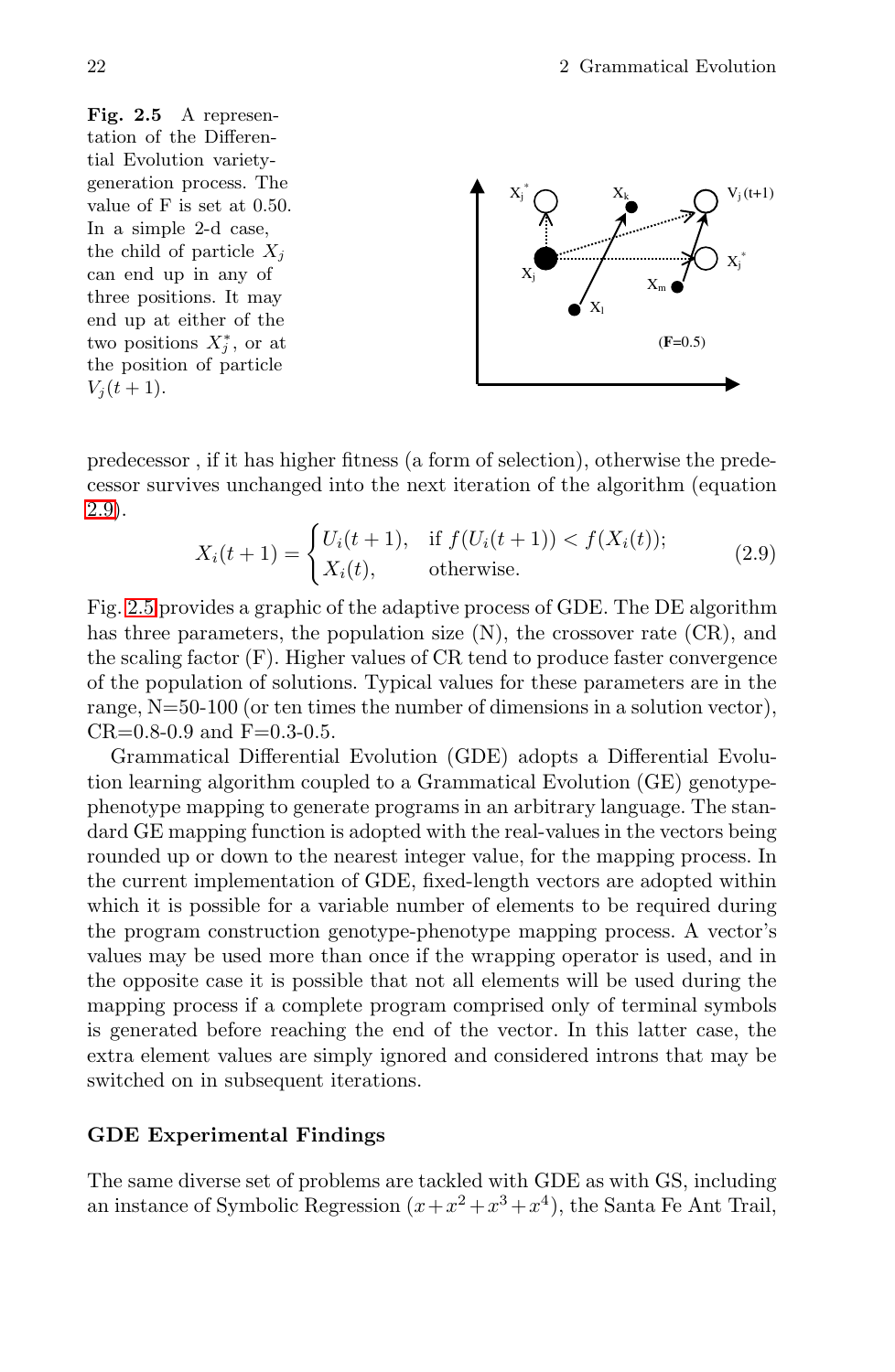**Fig. 2.5** A representation of the Differential Evolution variety-generation process. The value of F is set at 0.50. In a simple 2-d case, the child of particle $X_j$ can end up in any of three positions. It may end up at either of the two positions $X_j^*$, or at the position of particle $V_j(t+1)$.

predecessor , if it has higher fitness (a form of selection), otherwise the predecessor survives unchanged into the next iteration of the algorithm (equation 2.9).

$$X_i(t+1) = \begin{cases} U_i(t+1), & \text{if } f(U_i(t+1)) < f(X_i(t)); \\ X_i(t), & \text{otherwise.} \end{cases} \tag{2.9}$$

Fig. 2.5 provides a graphic of the adaptive process of GDE. The DE algorithm has three parameters, the population size (N), the crossover rate (CR), and the scaling factor (F). Higher values of CR tend to produce faster convergence of the population of solutions. Typical values for these parameters are in the range, N=50-100 (or ten times the number of dimensions in a solution vector), CR=0.8-0.9 and F=0.3-0.5.

Grammatical Differential Evolution (GDE) adopts a Differential Evolution learning algorithm coupled to a Grammatical Evolution (GE) genotype-phenotype mapping to generate programs in an arbitrary language. The standard GE mapping function is adopted with the real-values in the vectors being rounded up or down to the nearest integer value, for the mapping process. In the current implementation of GDE, fixed-length vectors are adopted within which it is possible for a variable number of elements to be required during the program construction genotype-phenotype mapping process. A vector's values may be used more than once if the wrapping operator is used, and in the opposite case it is possible that not all elements will be used during the mapping process if a complete program comprised only of terminal symbols is generated before reaching the end of the vector. In this latter case, the extra element values are simply ignored and considered introns that may be switched on in subsequent iterations.

### GDE Experimental Findings

The same diverse set of problems are tackled with GDE as with GS, including an instance of Symbolic Regression ($x+x^2+x^3+x^4$), the Santa Fe Ant Trail,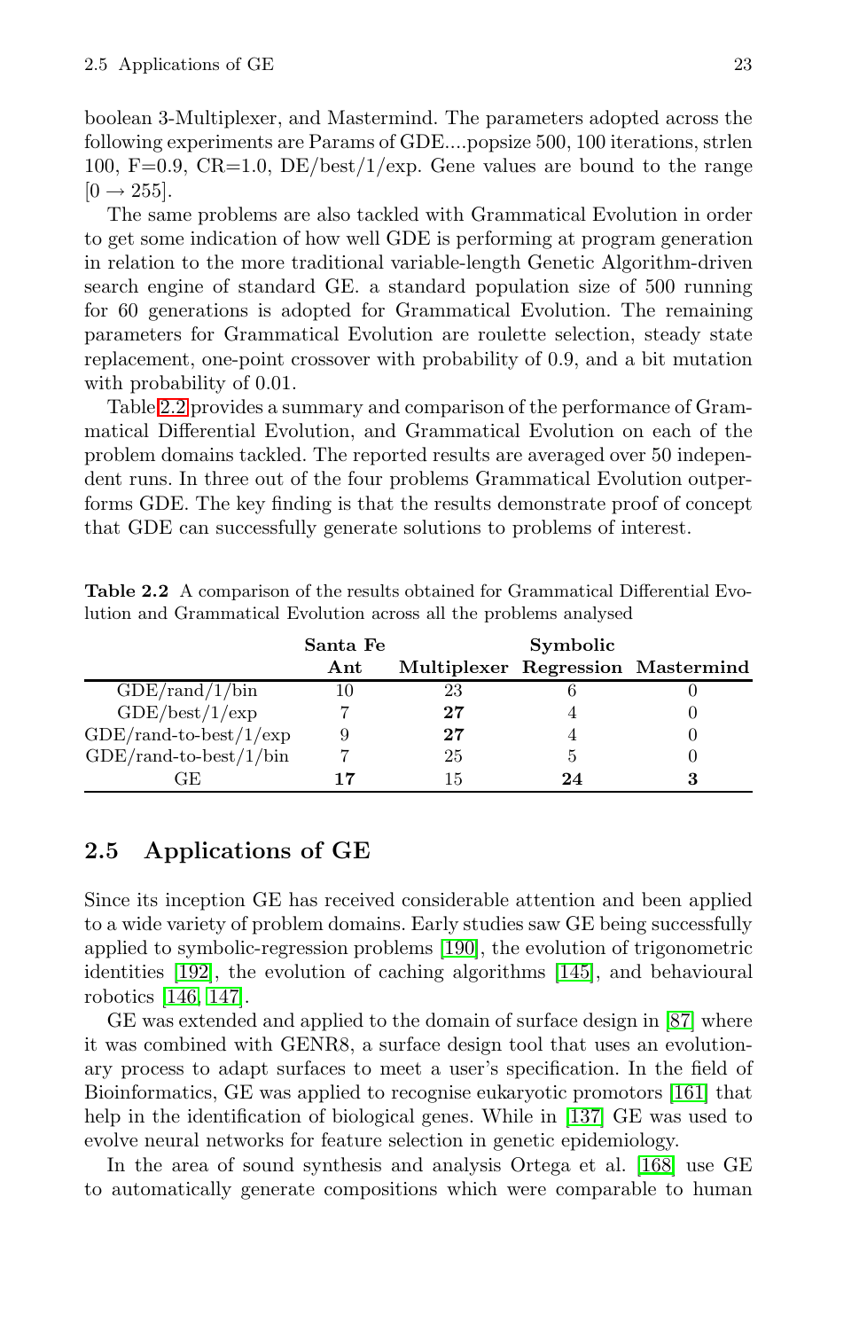boolean 3-Multiplexer, and Mastermind. The parameters adopted across the following experiments are Params of GDE....popsize 500, 100 iterations, strlen 100, F=0.9, CR=1.0, DE/best/1/exp. Gene values are bound to the range $[0 \rightarrow 255]$.

The same problems are also tackled with Grammatical Evolution in order to get some indication of how well GDE is performing at program generation in relation to the more traditional variable-length Genetic Algorithm-driven search engine of standard GE. a standard population size of 500 running for 60 generations is adopted for Grammatical Evolution. The remaining parameters for Grammatical Evolution are roulette selection, steady state replacement, one-point crossover with probability of 0.9, and a bit mutation with probability of 0.01.

Table 2.2 provides a summary and comparison of the performance of Grammatical Differential Evolution, and Grammatical Evolution on each of the problem domains tackled. The reported results are averaged over 50 independent runs. In three out of the four problems Grammatical Evolution outperforms GDE. The key finding is that the results demonstrate proof of concept that GDE can successfully generate solutions to problems of interest.

**Table 2.2** A comparison of the results obtained for Grammatical Differential Evolution and Grammatical Evolution across all the problems analysed

| | **Santa Fe Ant** | **Multiplexer** | **Symbolic Regression** | **Mastermind** |
|---|---|---|---|---|
| GDE/rand/1/bin | 10 | 23 | 6 | 0 |
| GDE/best/1/exp | 7 | **27** | 4 | 0 |
| GDE/rand-to-best/1/exp | 9 | **27** | 4 | 0 |
| GDE/rand-to-best/1/bin | 7 | 25 | 5 | 0 |
| GE | **17** | 15 | **24** | **3** |

## 2.5 Applications of GE

Since its inception GE has received considerable attention and been applied to a wide variety of problem domains. Early studies saw GE being successfully applied to symbolic-regression problems [190], the evolution of trigonometric identities [192], the evolution of caching algorithms [145], and behavioural robotics [146, 147].

GE was extended and applied to the domain of surface design in [87] where it was combined with GENR8, a surface design tool that uses an evolutionary process to adapt surfaces to meet a user's specification. In the field of Bioinformatics, GE was applied to recognise eukaryotic promotors [161] that help in the identification of biological genes. While in [137] GE was used to evolve neural networks for feature selection in genetic epidemiology.

In the area of sound synthesis and analysis Ortega et al. [168] use GE to automatically generate compositions which were comparable to human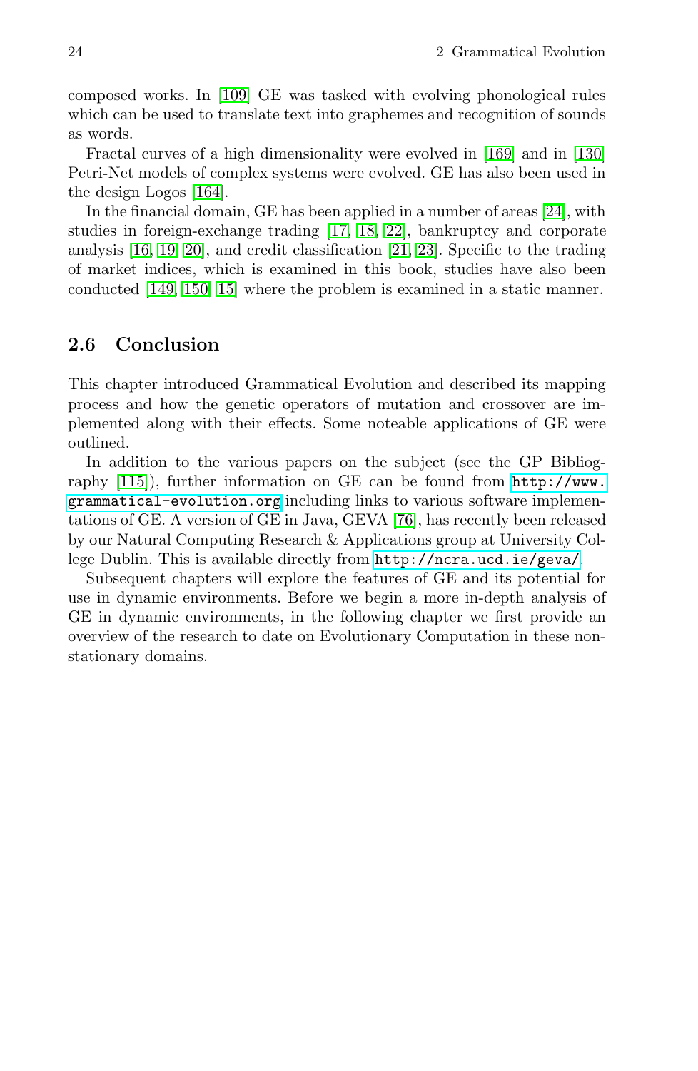composed works. In [109] GE was tasked with evolving phonological rules which can be used to translate text into graphemes and recognition of sounds as words.

Fractal curves of a high dimensionality were evolved in [169] and in [130] Petri-Net models of complex systems were evolved. GE has also been used in the design Logos [164].

In the financial domain, GE has been applied in a number of areas [24], with studies in foreign-exchange trading [17, 18, 22], bankruptcy and corporate analysis [16, 19, 20], and credit classification [21, 23]. Specific to the trading of market indices, which is examined in this book, studies have also been conducted [149, 150, 15] where the problem is examined in a static manner.

## 2.6 Conclusion

This chapter introduced Grammatical Evolution and described its mapping process and how the genetic operators of mutation and crossover are implemented along with their effects. Some noteable applications of GE were outlined.

In addition to the various papers on the subject (see the GP Bibliography [115]), further information on GE can be found from http://www.grammatical-evolution.org including links to various software implementations of GE. A version of GE in Java, GEVA [76], has recently been released by our Natural Computing Research & Applications group at University College Dublin. This is available directly from http://ncra.ucd.ie/geva/.

Subsequent chapters will explore the features of GE and its potential for use in dynamic environments. Before we begin a more in-depth analysis of GE in dynamic environments, in the following chapter we first provide an overview of the research to date on Evolutionary Computation in these non-stationary domains.